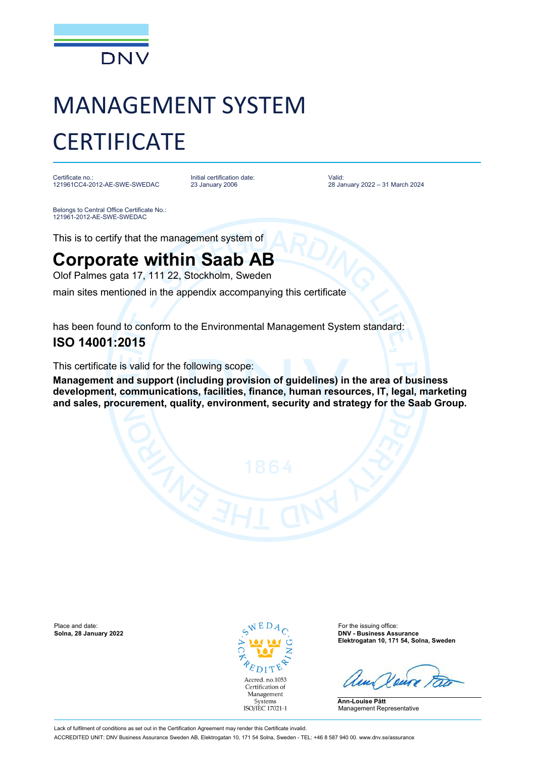DNV

# MANAGEMENT SYSTEM CERTIFICATE

Certificate no.:
121961CC4-2012-AE-SWE-SWEDAC

Initial certification date:
23 January 2006

Valid:
28 January 2022 – 31 March 2024

Belongs to Central Office Certificate No.:
121961-2012-AE-SWE-SWEDAC

This is to certify that the management system of

## Corporate within Saab AB

Olof Palmes gata 17, 111 22, Stockholm, Sweden

main sites mentioned in the appendix accompanying this certificate

has been found to conform to the Environmental Management System standard:

## ISO 14001:2015

This certificate is valid for the following scope:

**Management and support (including provision of guidelines) in the area of business development, communications, facilities, finance, human resources, IT, legal, marketing and sales, procurement, quality, environment, security and strategy for the Saab Group.**

Place and date:
**Solna, 28 January 2022**

SWEDAC ACKREDITERING
Accred. no.1053
Certification of Management Systems
ISO/IEC 17021-1

For the issuing office:
**DNV - Business Assurance**
**Elektrogatan 10, 171 54, Solna, Sweden**

**Ann-Louise Pått**
Management Representative

Lack of fulfilment of conditions as set out in the Certification Agreement may render this Certificate invalid.

ACCREDITED UNIT: DNV Business Assurance Sweden AB, Elektrogatan 10, 171 54 Solna, Sweden - TEL: +46 8 587 940 00. www.dnv.se/assurance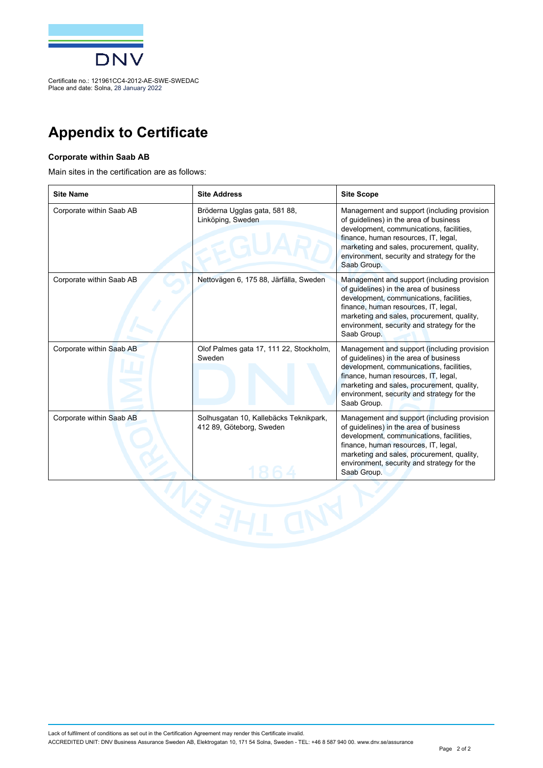Certificate no.: 121961CC4-2012-AE-SWE-SWEDAC
Place and date: Solna, 28 January 2022

# Appendix to Certificate

**Corporate within Saab AB**

Main sites in the certification are as follows:

| Site Name | Site Address | Site Scope |
|---|---|---|
| Corporate within Saab AB | Bröderna Ugglas gata, 581 88, Linköping, Sweden | Management and support (including provision of guidelines) in the area of business development, communications, facilities, finance, human resources, IT, legal, marketing and sales, procurement, quality, environment, security and strategy for the Saab Group. |
| Corporate within Saab AB | Nettovägen 6, 175 88, Järfälla, Sweden | Management and support (including provision of guidelines) in the area of business development, communications, facilities, finance, human resources, IT, legal, marketing and sales, procurement, quality, environment, security and strategy for the Saab Group. |
| Corporate within Saab AB | Olof Palmes gata 17, 111 22, Stockholm, Sweden | Management and support (including provision of guidelines) in the area of business development, communications, facilities, finance, human resources, IT, legal, marketing and sales, procurement, quality, environment, security and strategy for the Saab Group. |
| Corporate within Saab AB | Solhusgatan 10, Kallebäcks Teknikpark, 412 89, Göteborg, Sweden | Management and support (including provision of guidelines) in the area of business development, communications, facilities, finance, human resources, IT, legal, marketing and sales, procurement, quality, environment, security and strategy for the Saab Group. |

Lack of fulfilment of conditions as set out in the Certification Agreement may render this Certificate invalid.

ACCREDITED UNIT: DNV Business Assurance Sweden AB, Elektrogatan 10, 171 54 Solna, Sweden - TEL: +46 8 587 940 00. www.dnv.se/assurance